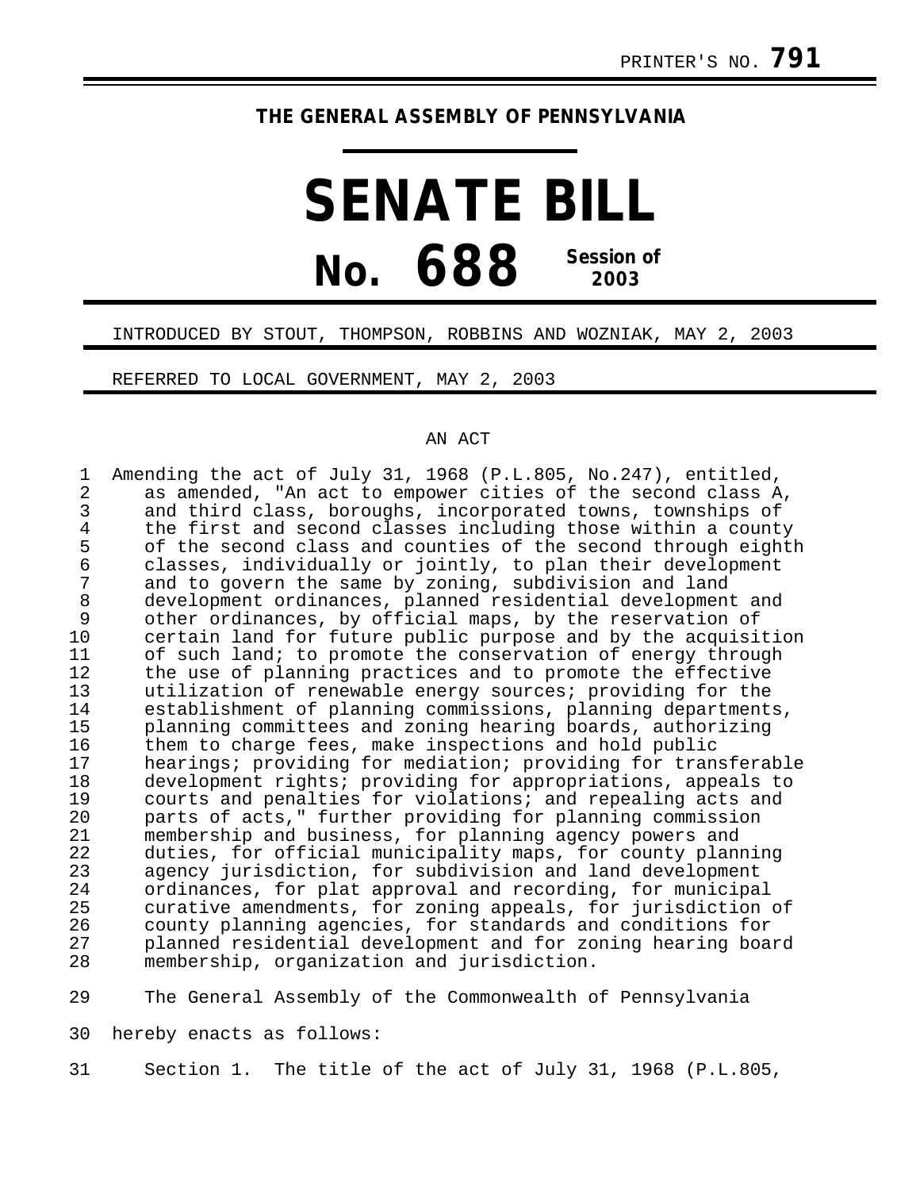PRINTER'S NO. **791**

**THE GENERAL ASSEMBLY OF PENNSYLVANIA**

# SENATE BILL

# No. 688 Session of 2003

INTRODUCED BY STOUT, THOMPSON, ROBBINS AND WOZNIAK, MAY 2, 2003

REFERRED TO LOCAL GOVERNMENT, MAY 2, 2003

AN ACT

1 Amending the act of July 31, 1968 (P.L.805, No.247), entitled,
2 as amended, "An act to empower cities of the second class A,
3 and third class, boroughs, incorporated towns, townships of
4 the first and second classes including those within a county
5 of the second class and counties of the second through eighth
6 classes, individually or jointly, to plan their development
7 and to govern the same by zoning, subdivision and land
8 development ordinances, planned residential development and
9 other ordinances, by official maps, by the reservation of
10 certain land for future public purpose and by the acquisition
11 of such land; to promote the conservation of energy through
12 the use of planning practices and to promote the effective
13 utilization of renewable energy sources; providing for the
14 establishment of planning commissions, planning departments,
15 planning committees and zoning hearing boards, authorizing
16 them to charge fees, make inspections and hold public
17 hearings; providing for mediation; providing for transferable
18 development rights; providing for appropriations, appeals to
19 courts and penalties for violations; and repealing acts and
20 parts of acts," further providing for planning commission
21 membership and business, for planning agency powers and
22 duties, for official municipality maps, for county planning
23 agency jurisdiction, for subdivision and land development
24 ordinances, for plat approval and recording, for municipal
25 curative amendments, for zoning appeals, for jurisdiction of
26 county planning agencies, for standards and conditions for
27 planned residential development and for zoning hearing board
28 membership, organization and jurisdiction.

29 The General Assembly of the Commonwealth of Pennsylvania
30 hereby enacts as follows:

31 Section 1. The title of the act of July 31, 1968 (P.L.805,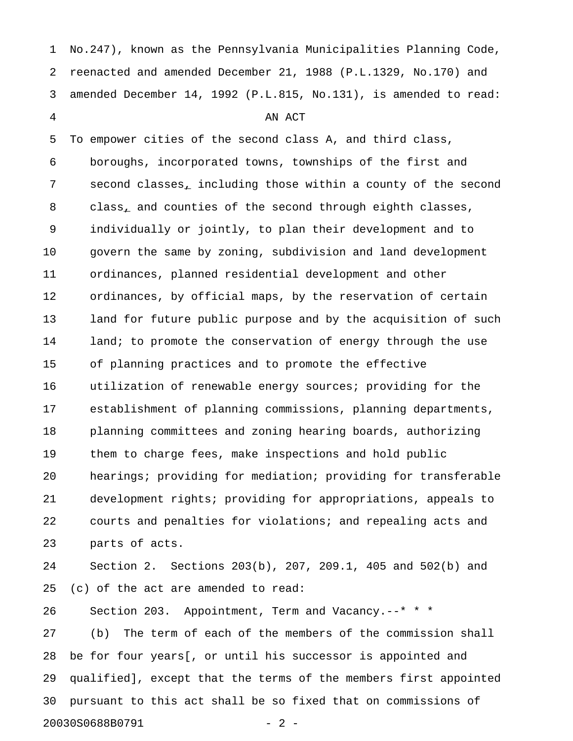No.247), known as the Pennsylvania Municipalities Planning Code, reenacted and amended December 21, 1988 (P.L.1329, No.170) and amended December 14, 1992 (P.L.815, No.131), is amended to read:

AN ACT

To empower cities of the second class A, and third class, boroughs, incorporated towns, townships of the first and second classes, including those within a county of the second class, and counties of the second through eighth classes, individually or jointly, to plan their development and to govern the same by zoning, subdivision and land development ordinances, planned residential development and other ordinances, by official maps, by the reservation of certain land for future public purpose and by the acquisition of such land; to promote the conservation of energy through the use of planning practices and to promote the effective utilization of renewable energy sources; providing for the establishment of planning commissions, planning departments, planning committees and zoning hearing boards, authorizing them to charge fees, make inspections and hold public hearings; providing for mediation; providing for transferable development rights; providing for appropriations, appeals to courts and penalties for violations; and repealing acts and parts of acts.

Section 2. Sections 203(b), 207, 209.1, 405 and 502(b) and (c) of the act are amended to read:

Section 203. Appointment, Term and Vacancy.--* * *

(b) The term of each of the members of the commission shall be for four years[, or until his successor is appointed and qualified], except that the terms of the members first appointed pursuant to this act shall be so fixed that on commissions of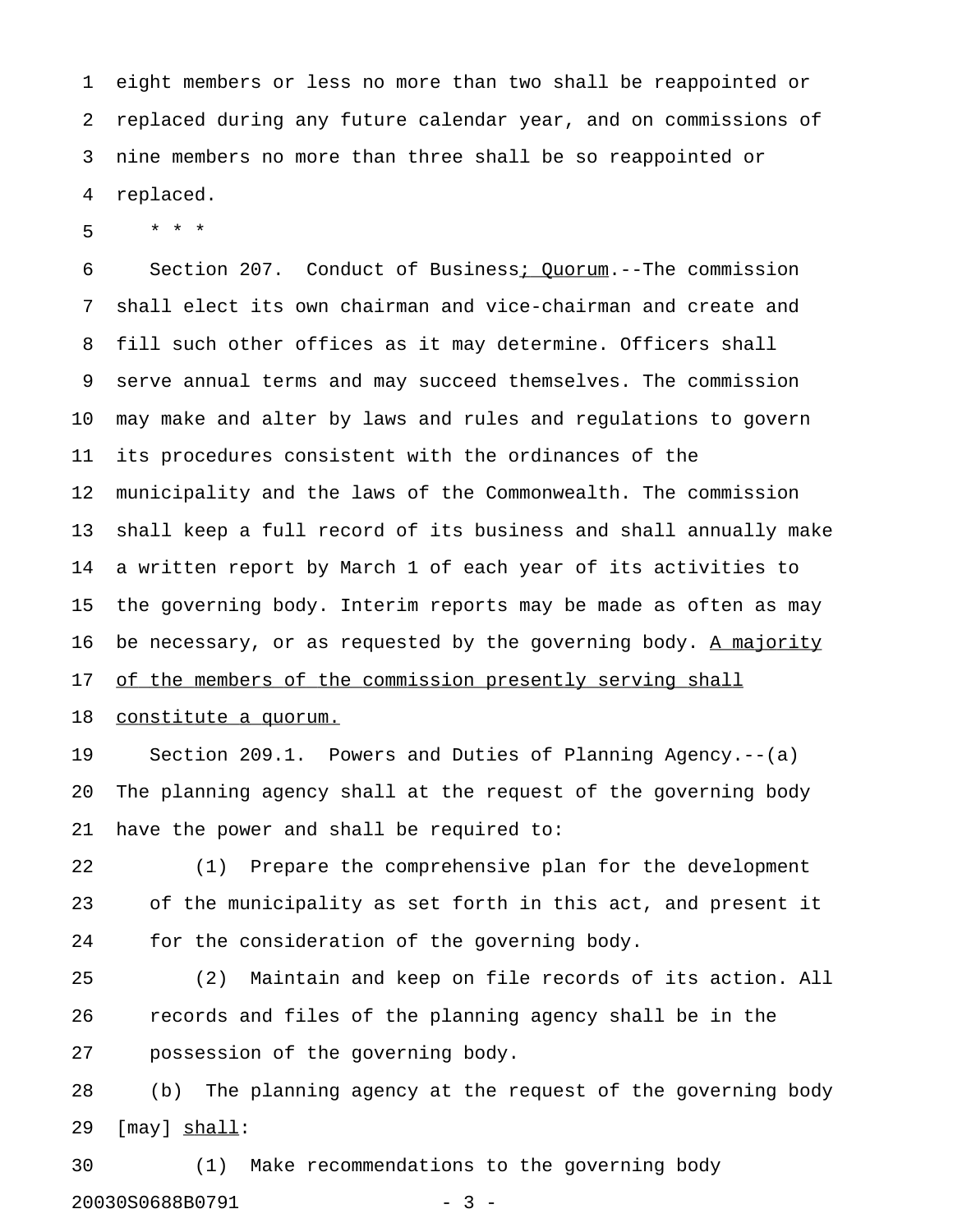eight members or less no more than two shall be reappointed or replaced during any future calendar year, and on commissions of nine members no more than three shall be so reappointed or replaced.

\* \* \*

Section 207. Conduct of Business<u>; Quorum</u>.--The commission shall elect its own chairman and vice-chairman and create and fill such other offices as it may determine. Officers shall serve annual terms and may succeed themselves. The commission may make and alter by laws and rules and regulations to govern its procedures consistent with the ordinances of the municipality and the laws of the Commonwealth. The commission shall keep a full record of its business and shall annually make a written report by March 1 of each year of its activities to the governing body. Interim reports may be made as often as may be necessary, or as requested by the governing body. <u>A majority of the members of the commission presently serving shall constitute a quorum.</u>

Section 209.1. Powers and Duties of Planning Agency.--(a) The planning agency shall at the request of the governing body have the power and shall be required to:

(1) Prepare the comprehensive plan for the development of the municipality as set forth in this act, and present it for the consideration of the governing body.

(2) Maintain and keep on file records of its action. All records and files of the planning agency shall be in the possession of the governing body.

(b) The planning agency at the request of the governing body [may] <u>shall</u>:

(1) Make recommendations to the governing body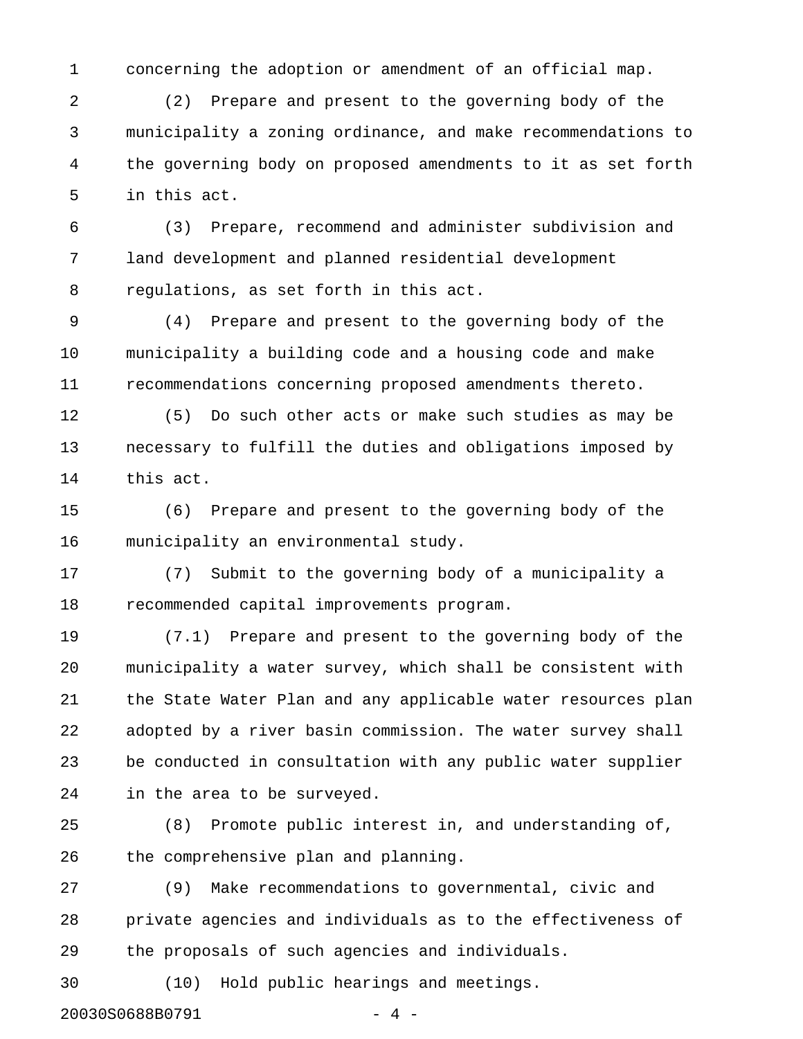concerning the adoption or amendment of an official map.

(2) Prepare and present to the governing body of the municipality a zoning ordinance, and make recommendations to the governing body on proposed amendments to it as set forth in this act.

(3) Prepare, recommend and administer subdivision and land development and planned residential development regulations, as set forth in this act.

(4) Prepare and present to the governing body of the municipality a building code and a housing code and make recommendations concerning proposed amendments thereto.

(5) Do such other acts or make such studies as may be necessary to fulfill the duties and obligations imposed by this act.

(6) Prepare and present to the governing body of the municipality an environmental study.

(7) Submit to the governing body of a municipality a recommended capital improvements program.

(7.1) Prepare and present to the governing body of the municipality a water survey, which shall be consistent with the State Water Plan and any applicable water resources plan adopted by a river basin commission. The water survey shall be conducted in consultation with any public water supplier in the area to be surveyed.

(8) Promote public interest in, and understanding of, the comprehensive plan and planning.

(9) Make recommendations to governmental, civic and private agencies and individuals as to the effectiveness of the proposals of such agencies and individuals.

(10) Hold public hearings and meetings.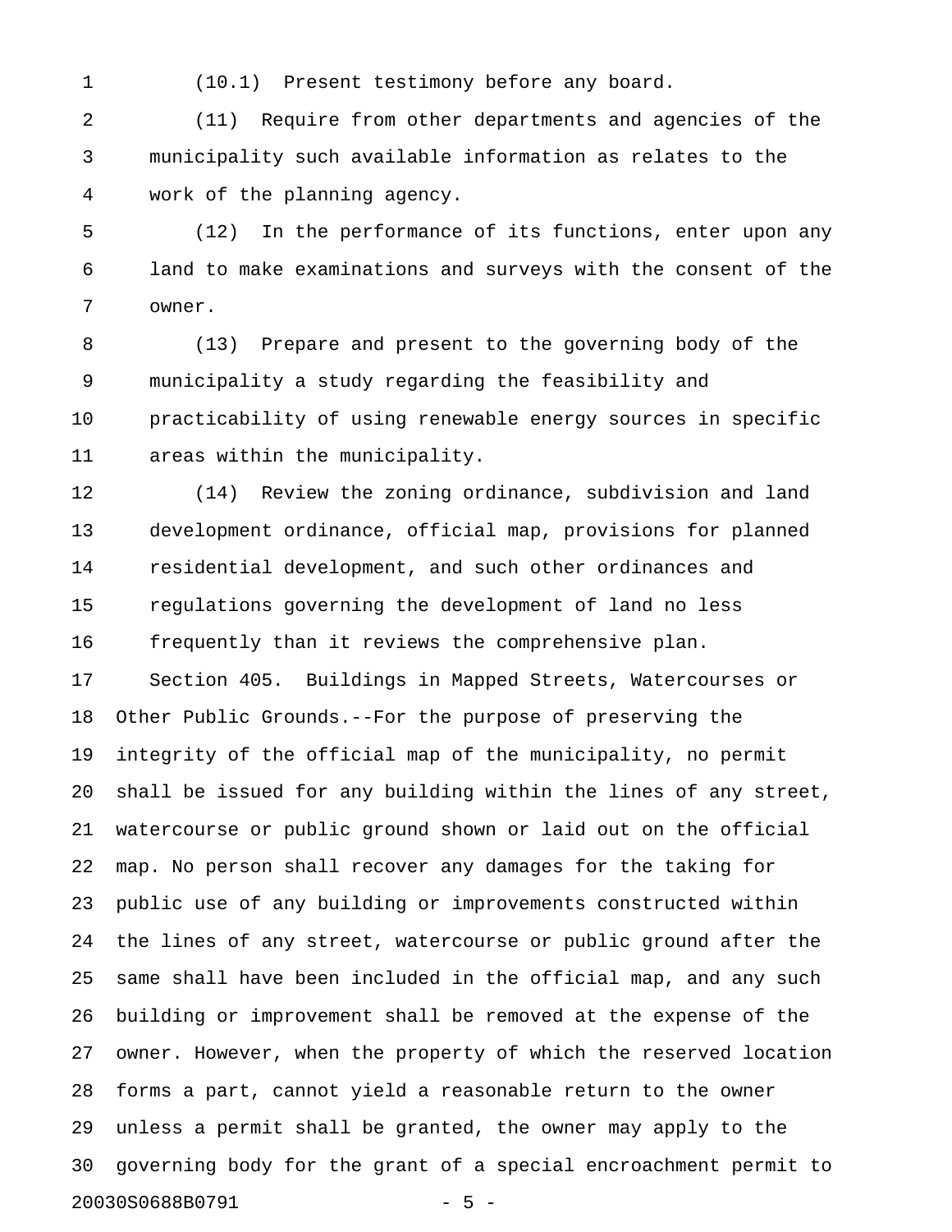(10.1) Present testimony before any board.

(11) Require from other departments and agencies of the municipality such available information as relates to the work of the planning agency.

(12) In the performance of its functions, enter upon any land to make examinations and surveys with the consent of the owner.

(13) Prepare and present to the governing body of the municipality a study regarding the feasibility and practicability of using renewable energy sources in specific areas within the municipality.

(14) Review the zoning ordinance, subdivision and land development ordinance, official map, provisions for planned residential development, and such other ordinances and regulations governing the development of land no less frequently than it reviews the comprehensive plan.

Section 405. Buildings in Mapped Streets, Watercourses or Other Public Grounds.--For the purpose of preserving the integrity of the official map of the municipality, no permit shall be issued for any building within the lines of any street, watercourse or public ground shown or laid out on the official map. No person shall recover any damages for the taking for public use of any building or improvements constructed within the lines of any street, watercourse or public ground after the same shall have been included in the official map, and any such building or improvement shall be removed at the expense of the owner. However, when the property of which the reserved location forms a part, cannot yield a reasonable return to the owner unless a permit shall be granted, the owner may apply to the governing body for the grant of a special encroachment permit to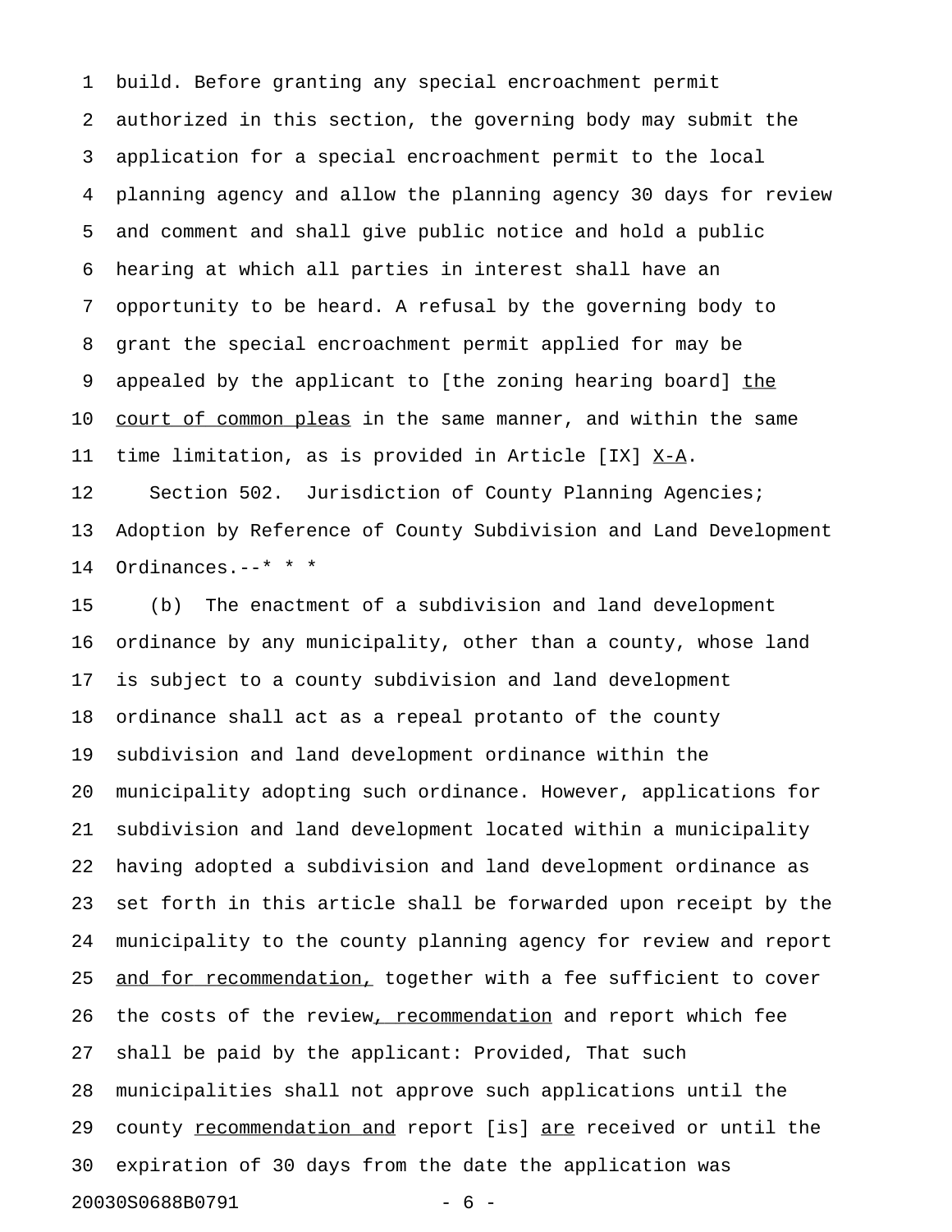build. Before granting any special encroachment permit authorized in this section, the governing body may submit the application for a special encroachment permit to the local planning agency and allow the planning agency 30 days for review and comment and shall give public notice and hold a public hearing at which all parties in interest shall have an opportunity to be heard. A refusal by the governing body to grant the special encroachment permit applied for may be appealed by the applicant to [the zoning hearing board] <u>the court of common pleas</u> in the same manner, and within the same time limitation, as is provided in Article [IX] <u>X-A</u>.

Section 502. Jurisdiction of County Planning Agencies; Adoption by Reference of County Subdivision and Land Development Ordinances.--* * *

(b) The enactment of a subdivision and land development ordinance by any municipality, other than a county, whose land is subject to a county subdivision and land development ordinance shall act as a repeal protanto of the county subdivision and land development ordinance within the municipality adopting such ordinance. However, applications for subdivision and land development located within a municipality having adopted a subdivision and land development ordinance as set forth in this article shall be forwarded upon receipt by the municipality to the county planning agency for review and report <u>and for recommendation,</u> together with a fee sufficient to cover the costs of the review<u>, recommendation</u> and report which fee shall be paid by the applicant: Provided, That such municipalities shall not approve such applications until the county <u>recommendation and</u> report [is] <u>are</u> received or until the expiration of 30 days from the date the application was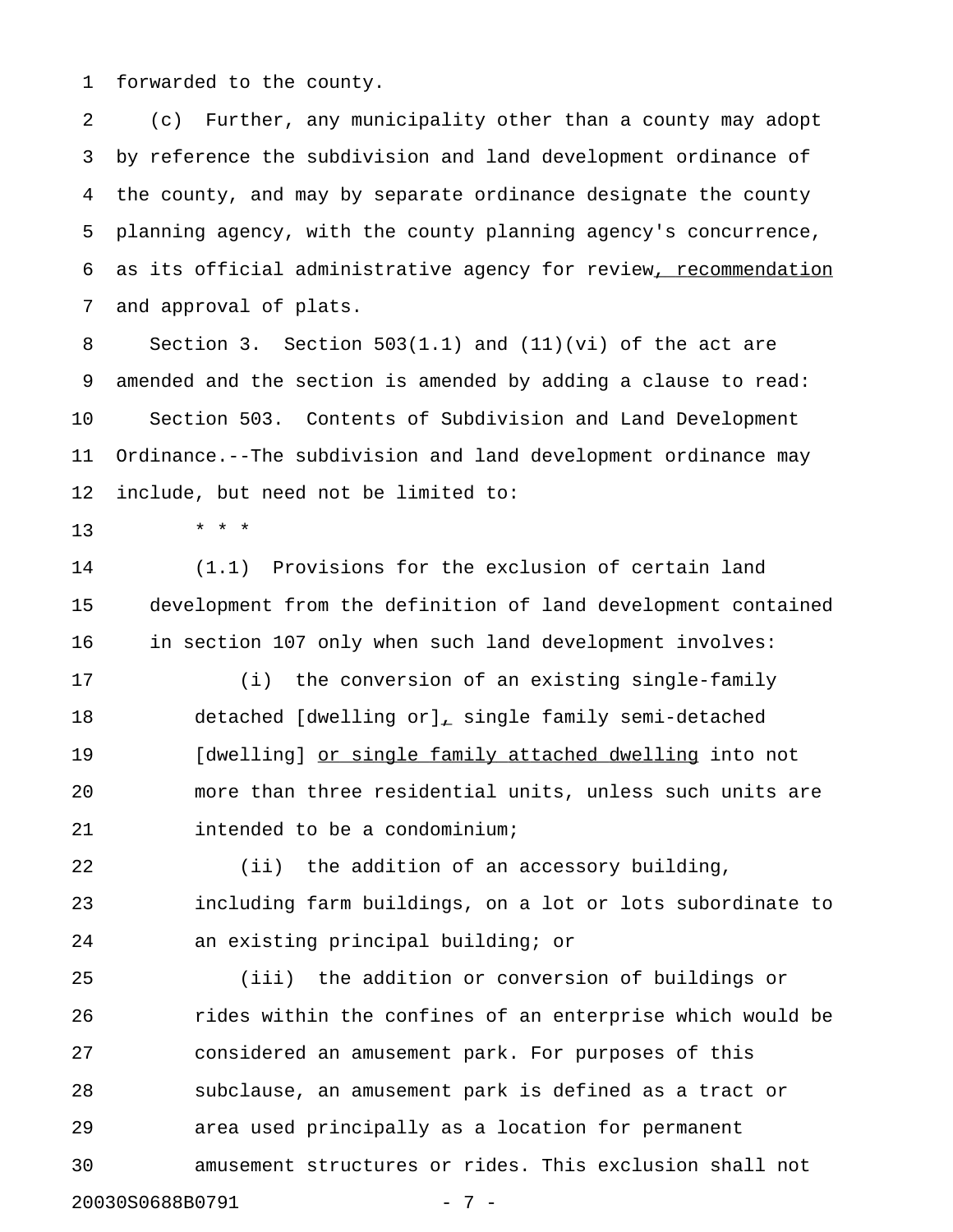forwarded to the county.

(c) Further, any municipality other than a county may adopt by reference the subdivision and land development ordinance of the county, and may by separate ordinance designate the county planning agency, with the county planning agency's concurrence, as its official administrative agency for review<u>, recommendation</u> and approval of plats.

Section 3. Section 503(1.1) and (11)(vi) of the act are amended and the section is amended by adding a clause to read:

Section 503. Contents of Subdivision and Land Development Ordinance.--The subdivision and land development ordinance may include, but need not be limited to:

* * *

(1.1) Provisions for the exclusion of certain land development from the definition of land development contained in section 107 only when such land development involves:

(i) the conversion of an existing single-family detached [dwelling or]<u>,</u> single family semi-detached [dwelling] <u>or single family attached dwelling</u> into not more than three residential units, unless such units are intended to be a condominium;

(ii) the addition of an accessory building, including farm buildings, on a lot or lots subordinate to an existing principal building; or

(iii) the addition or conversion of buildings or rides within the confines of an enterprise which would be considered an amusement park. For purposes of this subclause, an amusement park is defined as a tract or area used principally as a location for permanent amusement structures or rides. This exclusion shall not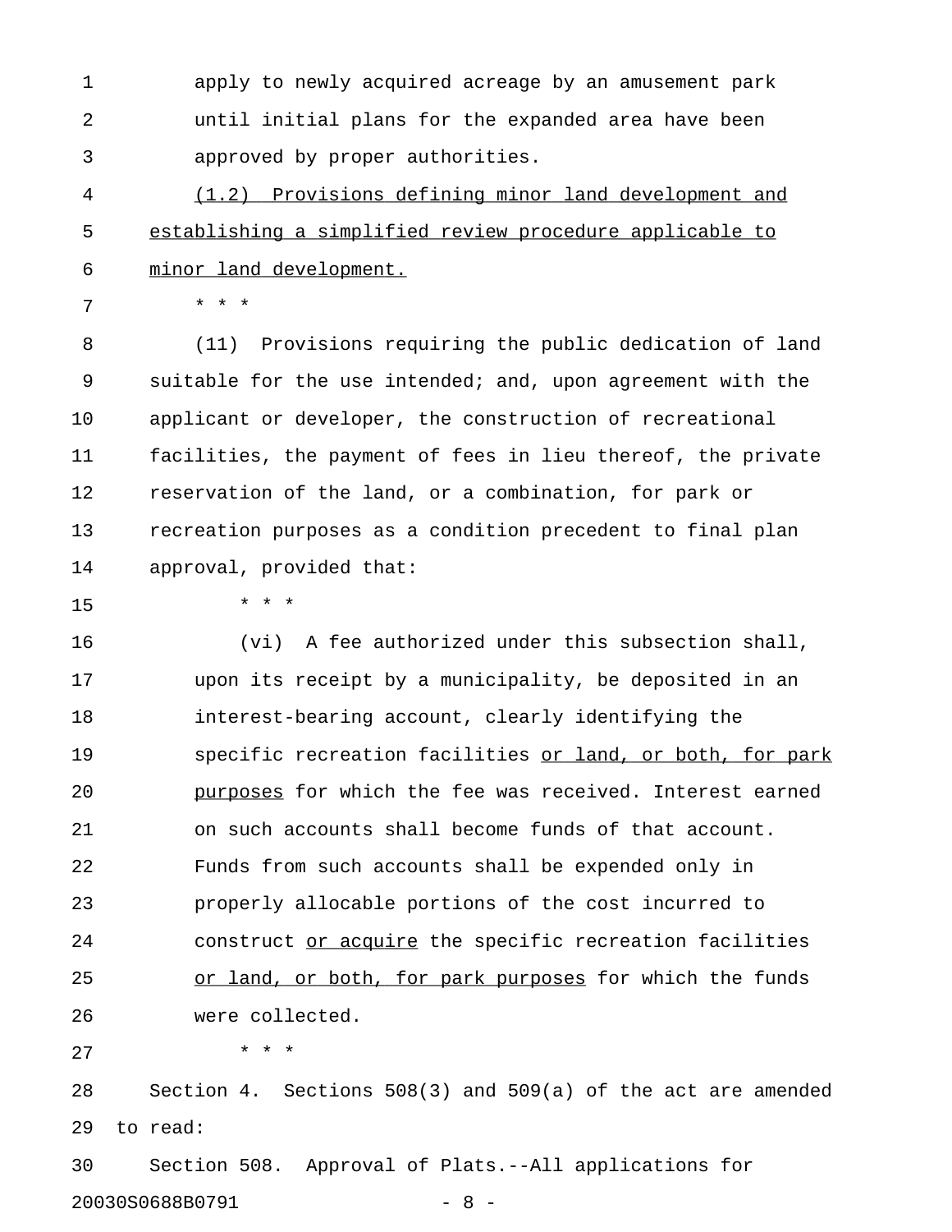apply to newly acquired acreage by an amusement park until initial plans for the expanded area have been approved by proper authorities.

<u>(1.2) Provisions defining minor land development and establishing a simplified review procedure applicable to minor land development.</u>

* * *

(11) Provisions requiring the public dedication of land suitable for the use intended; and, upon agreement with the applicant or developer, the construction of recreational facilities, the payment of fees in lieu thereof, the private reservation of the land, or a combination, for park or recreation purposes as a condition precedent to final plan approval, provided that:

* * *

(vi) A fee authorized under this subsection shall, upon its receipt by a municipality, be deposited in an interest-bearing account, clearly identifying the specific recreation facilities <u>or land, or both, for park purposes</u> for which the fee was received. Interest earned on such accounts shall become funds of that account. Funds from such accounts shall be expended only in properly allocable portions of the cost incurred to construct <u>or acquire</u> the specific recreation facilities <u>or land, or both, for park purposes</u> for which the funds were collected.

* * *

Section 4. Sections 508(3) and 509(a) of the act are amended to read:

Section 508. Approval of Plats.--All applications for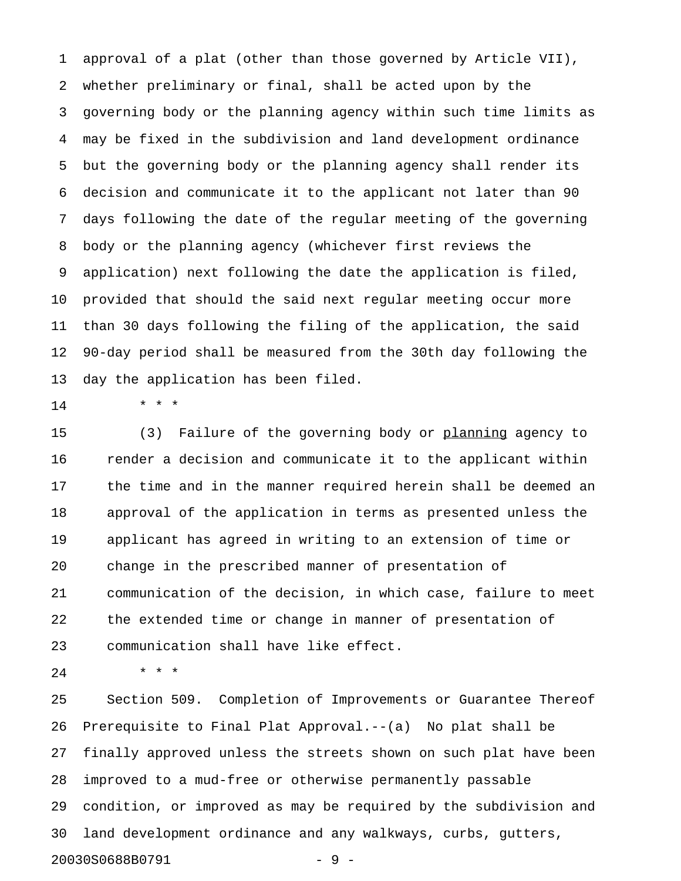approval of a plat (other than those governed by Article VII), whether preliminary or final, shall be acted upon by the governing body or the planning agency within such time limits as may be fixed in the subdivision and land development ordinance but the governing body or the planning agency shall render its decision and communicate it to the applicant not later than 90 days following the date of the regular meeting of the governing body or the planning agency (whichever first reviews the application) next following the date the application is filed, provided that should the said next regular meeting occur more than 30 days following the filing of the application, the said 90-day period shall be measured from the 30th day following the day the application has been filed.

\* \* \*

(3) Failure of the governing body or <u>planning</u> agency to render a decision and communicate it to the applicant within the time and in the manner required herein shall be deemed an approval of the application in terms as presented unless the applicant has agreed in writing to an extension of time or change in the prescribed manner of presentation of communication of the decision, in which case, failure to meet the extended time or change in manner of presentation of communication shall have like effect.

\* \* \*

Section 509. Completion of Improvements or Guarantee Thereof Prerequisite to Final Plat Approval.--(a) No plat shall be finally approved unless the streets shown on such plat have been improved to a mud-free or otherwise permanently passable condition, or improved as may be required by the subdivision and land development ordinance and any walkways, curbs, gutters,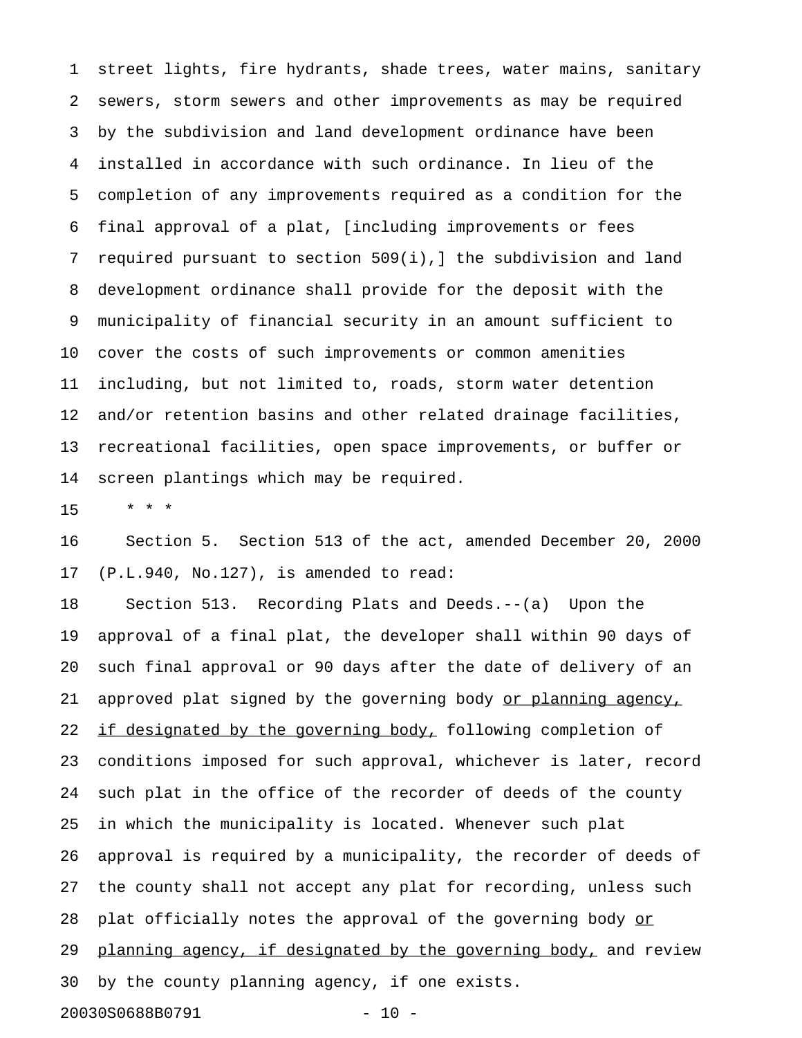street lights, fire hydrants, shade trees, water mains, sanitary sewers, storm sewers and other improvements as may be required by the subdivision and land development ordinance have been installed in accordance with such ordinance. In lieu of the completion of any improvements required as a condition for the final approval of a plat, [including improvements or fees required pursuant to section 509(i),] the subdivision and land development ordinance shall provide for the deposit with the municipality of financial security in an amount sufficient to cover the costs of such improvements or common amenities including, but not limited to, roads, storm water detention and/or retention basins and other related drainage facilities, recreational facilities, open space improvements, or buffer or screen plantings which may be required.

\* \* \*

Section 5. Section 513 of the act, amended December 20, 2000 (P.L.940, No.127), is amended to read:

Section 513. Recording Plats and Deeds.--(a) Upon the approval of a final plat, the developer shall within 90 days of such final approval or 90 days after the date of delivery of an approved plat signed by the governing body <u>or planning agency, if designated by the governing body,</u> following completion of conditions imposed for such approval, whichever is later, record such plat in the office of the recorder of deeds of the county in which the municipality is located. Whenever such plat approval is required by a municipality, the recorder of deeds of the county shall not accept any plat for recording, unless such plat officially notes the approval of the governing body <u>or planning agency, if designated by the governing body,</u> and review by the county planning agency, if one exists.

20030S0688B0791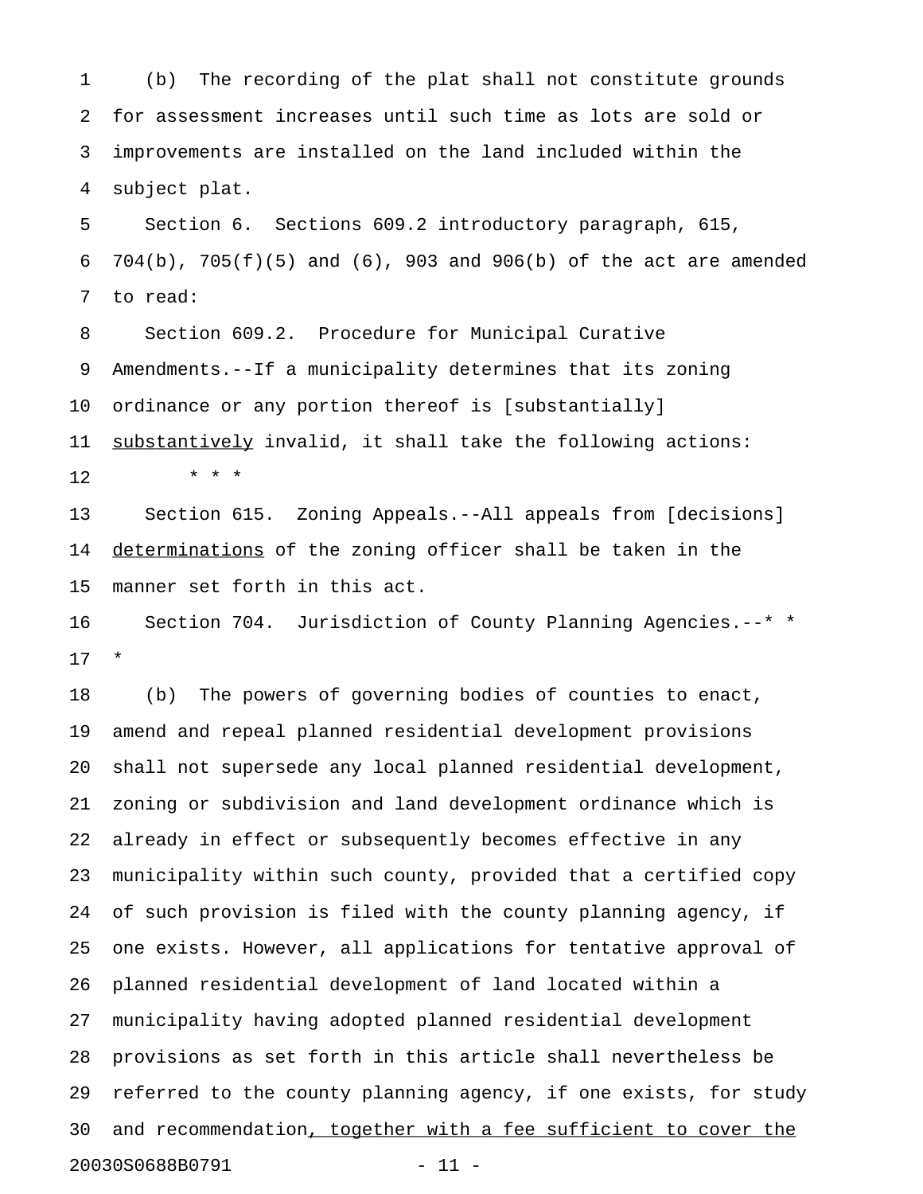(b) The recording of the plat shall not constitute grounds for assessment increases until such time as lots are sold or improvements are installed on the land included within the subject plat.

Section 6. Sections 609.2 introductory paragraph, 615, 704(b), 705(f)(5) and (6), 903 and 906(b) of the act are amended to read:

Section 609.2. Procedure for Municipal Curative Amendments.--If a municipality determines that its zoning ordinance or any portion thereof is [substantially] <u>substantively</u> invalid, it shall take the following actions:

\* \* \*

Section 615. Zoning Appeals.--All appeals from [decisions] <u>determinations</u> of the zoning officer shall be taken in the manner set forth in this act.

Section 704. Jurisdiction of County Planning Agencies.--\* \* \*

(b) The powers of governing bodies of counties to enact, amend and repeal planned residential development provisions shall not supersede any local planned residential development, zoning or subdivision and land development ordinance which is already in effect or subsequently becomes effective in any municipality within such county, provided that a certified copy of such provision is filed with the county planning agency, if one exists. However, all applications for tentative approval of planned residential development of land located within a municipality having adopted planned residential development provisions as set forth in this article shall nevertheless be referred to the county planning agency, if one exists, for study and recommendation<u>, together with a fee sufficient to cover the</u>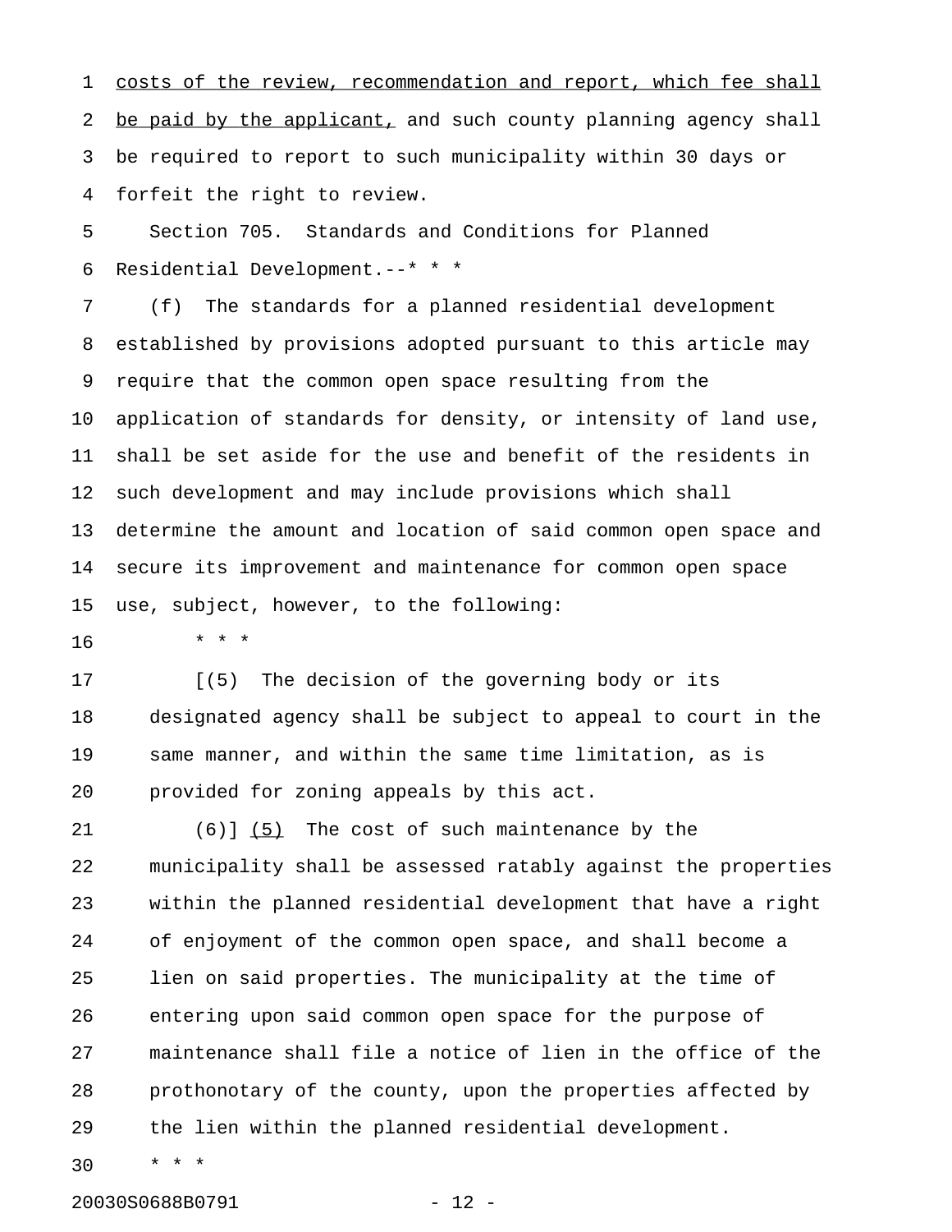costs of the review, recommendation and report, which fee shall be paid by the applicant, and such county planning agency shall be required to report to such municipality within 30 days or forfeit the right to review.

Section 705. Standards and Conditions for Planned Residential Development.--* * *

(f) The standards for a planned residential development established by provisions adopted pursuant to this article may require that the common open space resulting from the application of standards for density, or intensity of land use, shall be set aside for the use and benefit of the residents in such development and may include provisions which shall determine the amount and location of said common open space and secure its improvement and maintenance for common open space use, subject, however, to the following:

* * *

[(5) The decision of the governing body or its designated agency shall be subject to appeal to court in the same manner, and within the same time limitation, as is provided for zoning appeals by this act.

(6)] (5) The cost of such maintenance by the municipality shall be assessed ratably against the properties within the planned residential development that have a right of enjoyment of the common open space, and shall become a lien on said properties. The municipality at the time of entering upon said common open space for the purpose of maintenance shall file a notice of lien in the office of the prothonotary of the county, upon the properties affected by the lien within the planned residential development.

* * *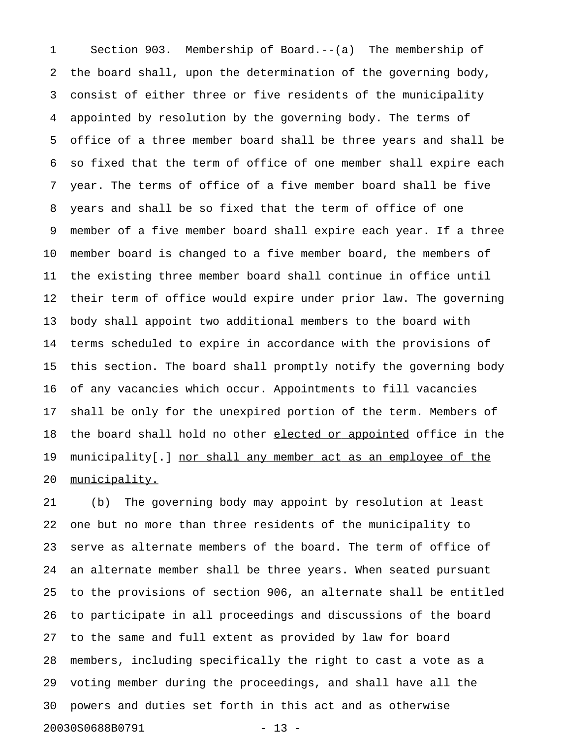Section 903. Membership of Board.--(a) The membership of the board shall, upon the determination of the governing body, consist of either three or five residents of the municipality appointed by resolution by the governing body. The terms of office of a three member board shall be three years and shall be so fixed that the term of office of one member shall expire each year. The terms of office of a five member board shall be five years and shall be so fixed that the term of office of one member of a five member board shall expire each year. If a three member board is changed to a five member board, the members of the existing three member board shall continue in office until their term of office would expire under prior law. The governing body shall appoint two additional members to the board with terms scheduled to expire in accordance with the provisions of this section. The board shall promptly notify the governing body of any vacancies which occur. Appointments to fill vacancies shall be only for the unexpired portion of the term. Members of the board shall hold no other <u>elected or appointed</u> office in the municipality[.] <u>nor shall any member act as an employee of the municipality.</u>

(b) The governing body may appoint by resolution at least one but no more than three residents of the municipality to serve as alternate members of the board. The term of office of an alternate member shall be three years. When seated pursuant to the provisions of section 906, an alternate shall be entitled to participate in all proceedings and discussions of the board to the same and full extent as provided by law for board members, including specifically the right to cast a vote as a voting member during the proceedings, and shall have all the powers and duties set forth in this act and as otherwise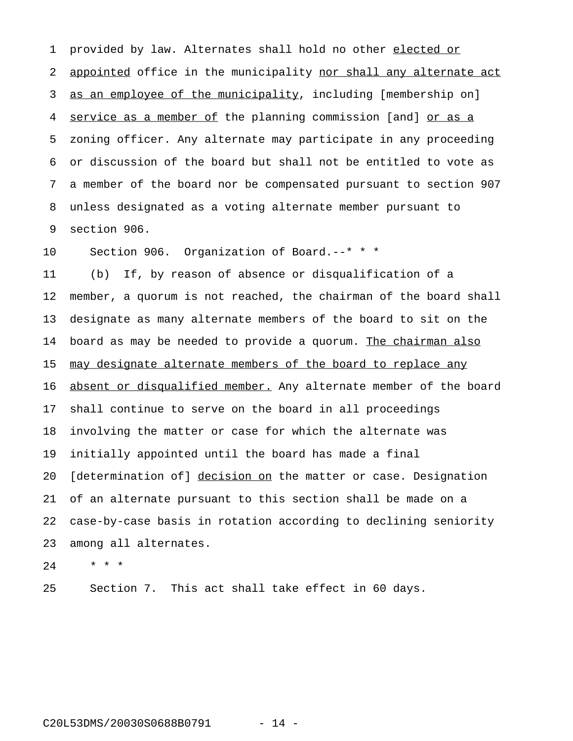provided by law. Alternates shall hold no other elected or appointed office in the municipality nor shall any alternate act as an employee of the municipality, including [membership on] service as a member of the planning commission [and] or as a zoning officer. Any alternate may participate in any proceeding or discussion of the board but shall not be entitled to vote as a member of the board nor be compensated pursuant to section 907 unless designated as a voting alternate member pursuant to section 906.

Section 906. Organization of Board.--* * *

(b) If, by reason of absence or disqualification of a member, a quorum is not reached, the chairman of the board shall designate as many alternate members of the board to sit on the board as may be needed to provide a quorum. The chairman also may designate alternate members of the board to replace any absent or disqualified member. Any alternate member of the board shall continue to serve on the board in all proceedings involving the matter or case for which the alternate was initially appointed until the board has made a final [determination of] decision on the matter or case. Designation of an alternate pursuant to this section shall be made on a case-by-case basis in rotation according to declining seniority among all alternates.

* * *

Section 7. This act shall take effect in 60 days.